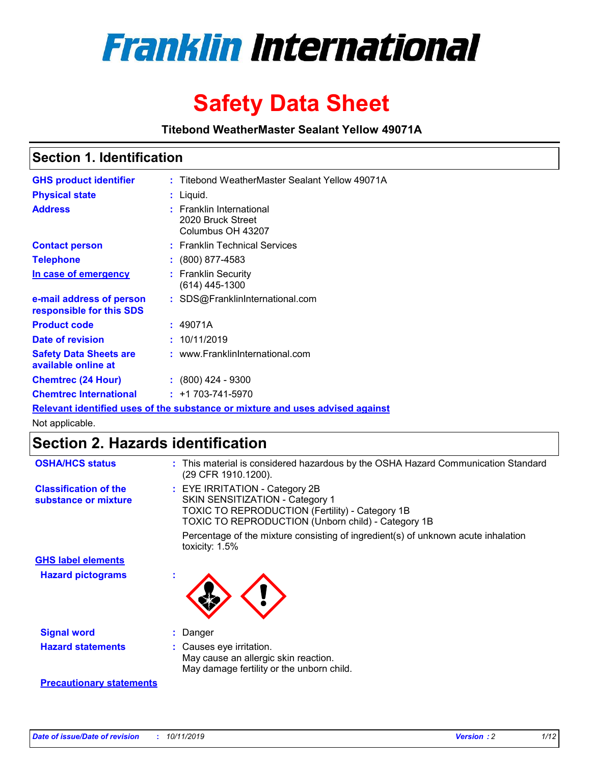# Franklin International

# Safety Data Sheet

**Titebond WeatherMaster Sealant Yellow 49071A**

## Section 1. Identification

| | | |
|---|---|---|
| **GHS product identifier** | : | Titebond WeatherMaster Sealant Yellow 49071A |
| **Physical state** | : | Liquid. |
| **Address** | : | Franklin International<br>2020 Bruck Street<br>Columbus OH 43207 |
| **Contact person** | : | Franklin Technical Services |
| **Telephone** | : | (800) 877-4583 |
| **In case of emergency** | : | Franklin Security<br>(614) 445-1300 |
| **e-mail address of person responsible for this SDS** | : | SDS@FranklinInternational.com |
| **Product code** | : | 49071A |
| **Date of revision** | : | 10/11/2019 |
| **Safety Data Sheets are available online at** | : | www.FranklinInternational.com |
| **Chemtrec (24 Hour)** | : | (800) 424 - 9300 |
| **Chemtrec International** | : | +1 703-741-5970 |

**Relevant identified uses of the substance or mixture and uses advised against**

Not applicable.

## Section 2. Hazards identification

| | | |
|---|---|---|
| **OSHA/HCS status** | : | This material is considered hazardous by the OSHA Hazard Communication Standard (29 CFR 1910.1200). |
| **Classification of the substance or mixture** | : | EYE IRRITATION - Category 2B<br>SKIN SENSITIZATION - Category 1<br>TOXIC TO REPRODUCTION (Fertility) - Category 1B<br>TOXIC TO REPRODUCTION (Unborn child) - Category 1B<br><br>Percentage of the mixture consisting of ingredient(s) of unknown acute inhalation toxicity: 1.5% |

**GHS label elements**

| | | |
|---|---|---|
| **Hazard pictograms** | : | |
| **Signal word** | : | Danger |
| **Hazard statements** | : | Causes eye irritation.<br>May cause an allergic skin reaction.<br>May damage fertility or the unborn child. |

**Precautionary statements**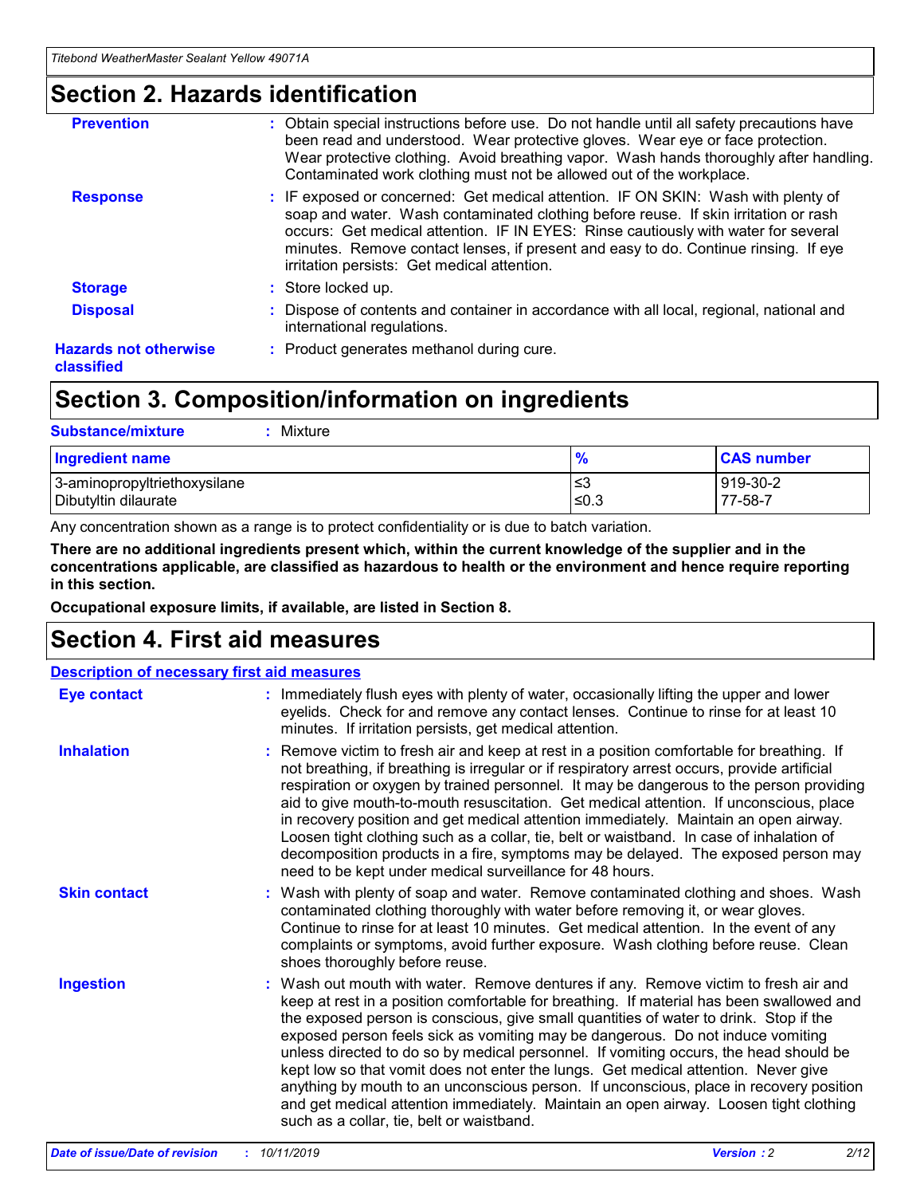## Section 2. Hazards identification

| | |
|---|---|
| **Prevention** | : Obtain special instructions before use. Do not handle until all safety precautions have been read and understood. Wear protective gloves. Wear eye or face protection. Wear protective clothing. Avoid breathing vapor. Wash hands thoroughly after handling. Contaminated work clothing must not be allowed out of the workplace. |
| **Response** | : IF exposed or concerned: Get medical attention. IF ON SKIN: Wash with plenty of soap and water. Wash contaminated clothing before reuse. If skin irritation or rash occurs: Get medical attention. IF IN EYES: Rinse cautiously with water for several minutes. Remove contact lenses, if present and easy to do. Continue rinsing. If eye irritation persists: Get medical attention. |
| **Storage** | : Store locked up. |
| **Disposal** | : Dispose of contents and container in accordance with all local, regional, national and international regulations. |
| **Hazards not otherwise classified** | : Product generates methanol during cure. |

## Section 3. Composition/information on ingredients

**Substance/mixture** : Mixture

| Ingredient name | % | CAS number |
|---|---|---|
| 3-aminopropyltriethoxysilane | ≤3 | 919-30-2 |
| Dibutyltin dilaurate | ≤0.3 | 77-58-7 |

Any concentration shown as a range is to protect confidentiality or is due to batch variation.

**There are no additional ingredients present which, within the current knowledge of the supplier and in the concentrations applicable, are classified as hazardous to health or the environment and hence require reporting in this section.**

**Occupational exposure limits, if available, are listed in Section 8.**

## Section 4. First aid measures

**Description of necessary first aid measures**

| | |
|---|---|
| **Eye contact** | : Immediately flush eyes with plenty of water, occasionally lifting the upper and lower eyelids. Check for and remove any contact lenses. Continue to rinse for at least 10 minutes. If irritation persists, get medical attention. |
| **Inhalation** | : Remove victim to fresh air and keep at rest in a position comfortable for breathing. If not breathing, if breathing is irregular or if respiratory arrest occurs, provide artificial respiration or oxygen by trained personnel. It may be dangerous to the person providing aid to give mouth-to-mouth resuscitation. Get medical attention. If unconscious, place in recovery position and get medical attention immediately. Maintain an open airway. Loosen tight clothing such as a collar, tie, belt or waistband. In case of inhalation of decomposition products in a fire, symptoms may be delayed. The exposed person may need to be kept under medical surveillance for 48 hours. |
| **Skin contact** | : Wash with plenty of soap and water. Remove contaminated clothing and shoes. Wash contaminated clothing thoroughly with water before removing it, or wear gloves. Continue to rinse for at least 10 minutes. Get medical attention. In the event of any complaints or symptoms, avoid further exposure. Wash clothing before reuse. Clean shoes thoroughly before reuse. |
| **Ingestion** | : Wash out mouth with water. Remove dentures if any. Remove victim to fresh air and keep at rest in a position comfortable for breathing. If material has been swallowed and the exposed person is conscious, give small quantities of water to drink. Stop if the exposed person feels sick as vomiting may be dangerous. Do not induce vomiting unless directed to do so by medical personnel. If vomiting occurs, the head should be kept low so that vomit does not enter the lungs. Get medical attention. Never give anything by mouth to an unconscious person. If unconscious, place in recovery position and get medical attention immediately. Maintain an open airway. Loosen tight clothing such as a collar, tie, belt or waistband. |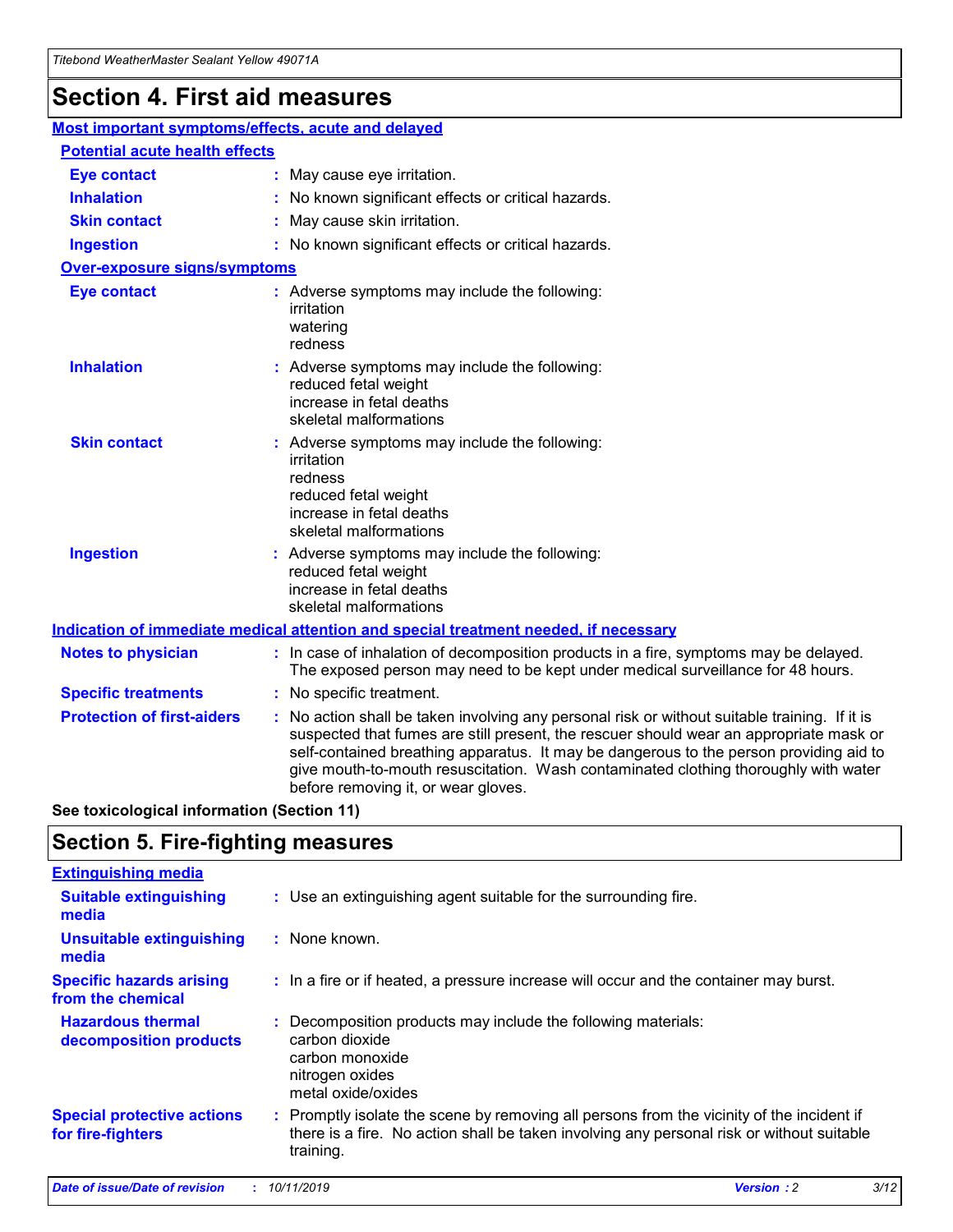# Section 4. First aid measures

## Most important symptoms/effects, acute and delayed

### Potential acute health effects

| | |
|---|---|
| **Eye contact** | May cause eye irritation. |
| **Inhalation** | No known significant effects or critical hazards. |
| **Skin contact** | May cause skin irritation. |
| **Ingestion** | No known significant effects or critical hazards. |

### Over-exposure signs/symptoms

| | |
|---|---|
| **Eye contact** | Adverse symptoms may include the following:<br>irritation<br>watering<br>redness |
| **Inhalation** | Adverse symptoms may include the following:<br>reduced fetal weight<br>increase in fetal deaths<br>skeletal malformations |
| **Skin contact** | Adverse symptoms may include the following:<br>irritation<br>redness<br>reduced fetal weight<br>increase in fetal deaths<br>skeletal malformations |
| **Ingestion** | Adverse symptoms may include the following:<br>reduced fetal weight<br>increase in fetal deaths<br>skeletal malformations |

## Indication of immediate medical attention and special treatment needed, if necessary

| | |
|---|---|
| **Notes to physician** | In case of inhalation of decomposition products in a fire, symptoms may be delayed. The exposed person may need to be kept under medical surveillance for 48 hours. |
| **Specific treatments** | No specific treatment. |
| **Protection of first-aiders** | No action shall be taken involving any personal risk or without suitable training. If it is suspected that fumes are still present, the rescuer should wear an appropriate mask or self-contained breathing apparatus. It may be dangerous to the person providing aid to give mouth-to-mouth resuscitation. Wash contaminated clothing thoroughly with water before removing it, or wear gloves. |

**See toxicological information (Section 11)**

# Section 5. Fire-fighting measures

## Extinguishing media

| | |
|---|---|
| **Suitable extinguishing media** | Use an extinguishing agent suitable for the surrounding fire. |
| **Unsuitable extinguishing media** | None known. |
| **Specific hazards arising from the chemical** | In a fire or if heated, a pressure increase will occur and the container may burst. |
| **Hazardous thermal decomposition products** | Decomposition products may include the following materials:<br>carbon dioxide<br>carbon monoxide<br>nitrogen oxides<br>metal oxide/oxides |
| **Special protective actions for fire-fighters** | Promptly isolate the scene by removing all persons from the vicinity of the incident if there is a fire. No action shall be taken involving any personal risk or without suitable training. |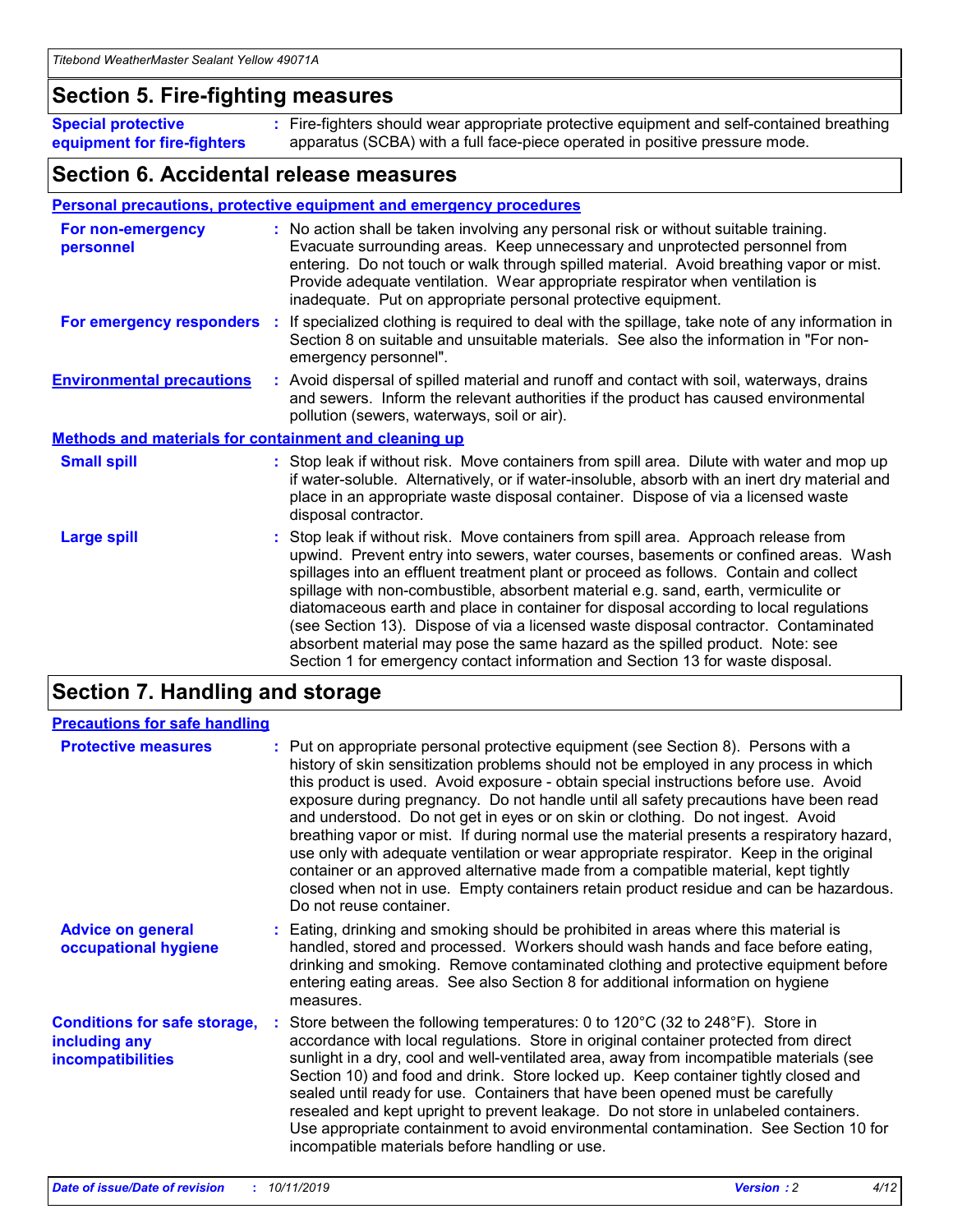## Section 5. Fire-fighting measures

| | |
|---|---|
| **Special protective equipment for fire-fighters** | Fire-fighters should wear appropriate protective equipment and self-contained breathing apparatus (SCBA) with a full face-piece operated in positive pressure mode. |

## Section 6. Accidental release measures

**Personal precautions, protective equipment and emergency procedures**

| | |
|---|---|
| **For non-emergency personnel** | No action shall be taken involving any personal risk or without suitable training. Evacuate surrounding areas. Keep unnecessary and unprotected personnel from entering. Do not touch or walk through spilled material. Avoid breathing vapor or mist. Provide adequate ventilation. Wear appropriate respirator when ventilation is inadequate. Put on appropriate personal protective equipment. |
| **For emergency responders** | If specialized clothing is required to deal with the spillage, take note of any information in Section 8 on suitable and unsuitable materials. See also the information in "For non-emergency personnel". |
| **Environmental precautions** | Avoid dispersal of spilled material and runoff and contact with soil, waterways, drains and sewers. Inform the relevant authorities if the product has caused environmental pollution (sewers, waterways, soil or air). |

**Methods and materials for containment and cleaning up**

| | |
|---|---|
| **Small spill** | Stop leak if without risk. Move containers from spill area. Dilute with water and mop up if water-soluble. Alternatively, or if water-insoluble, absorb with an inert dry material and place in an appropriate waste disposal container. Dispose of via a licensed waste disposal contractor. |
| **Large spill** | Stop leak if without risk. Move containers from spill area. Approach release from upwind. Prevent entry into sewers, water courses, basements or confined areas. Wash spillages into an effluent treatment plant or proceed as follows. Contain and collect spillage with non-combustible, absorbent material e.g. sand, earth, vermiculite or diatomaceous earth and place in container for disposal according to local regulations (see Section 13). Dispose of via a licensed waste disposal contractor. Contaminated absorbent material may pose the same hazard as the spilled product. Note: see Section 1 for emergency contact information and Section 13 for waste disposal. |

## Section 7. Handling and storage

**Precautions for safe handling**

| | |
|---|---|
| **Protective measures** | Put on appropriate personal protective equipment (see Section 8). Persons with a history of skin sensitization problems should not be employed in any process in which this product is used. Avoid exposure - obtain special instructions before use. Avoid exposure during pregnancy. Do not handle until all safety precautions have been read and understood. Do not get in eyes or on skin or clothing. Do not ingest. Avoid breathing vapor or mist. If during normal use the material presents a respiratory hazard, use only with adequate ventilation or wear appropriate respirator. Keep in the original container or an approved alternative made from a compatible material, kept tightly closed when not in use. Empty containers retain product residue and can be hazardous. Do not reuse container. |
| **Advice on general occupational hygiene** | Eating, drinking and smoking should be prohibited in areas where this material is handled, stored and processed. Workers should wash hands and face before eating, drinking and smoking. Remove contaminated clothing and protective equipment before entering eating areas. See also Section 8 for additional information on hygiene measures. |
| **Conditions for safe storage, including any incompatibilities** | Store between the following temperatures: 0 to 120°C (32 to 248°F). Store in accordance with local regulations. Store in original container protected from direct sunlight in a dry, cool and well-ventilated area, away from incompatible materials (see Section 10) and food and drink. Store locked up. Keep container tightly closed and sealed until ready for use. Containers that have been opened must be carefully resealed and kept upright to prevent leakage. Do not store in unlabeled containers. Use appropriate containment to avoid environmental contamination. See Section 10 for incompatible materials before handling or use. |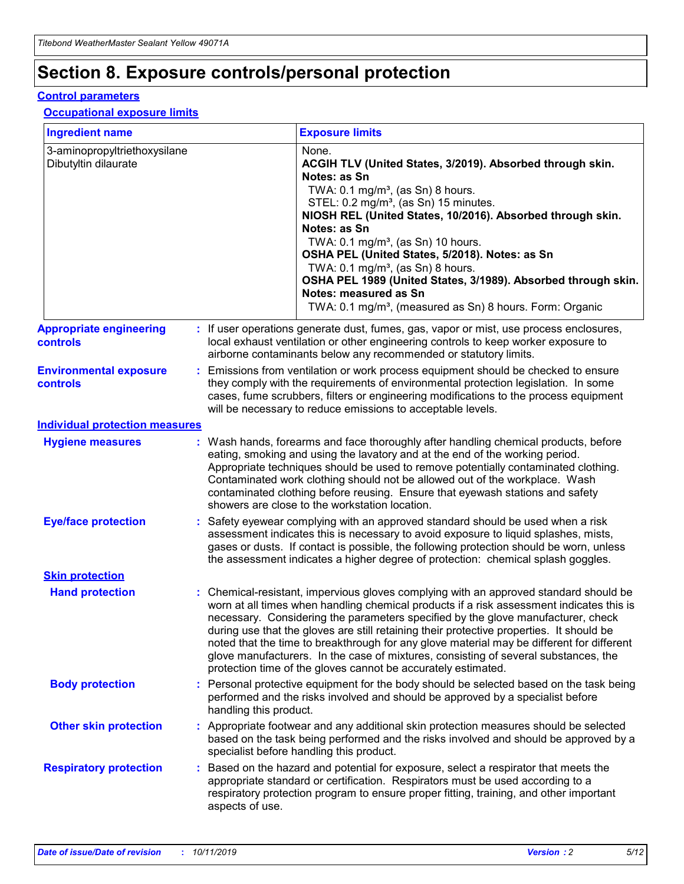# Section 8. Exposure controls/personal protection

## Control parameters

### Occupational exposure limits

| Ingredient name | Exposure limits |
| --- | --- |
| 3-aminopropyltriethoxysilane<br>Dibutyltin dilaurate | None.<br>**ACGIH TLV (United States, 3/2019). Absorbed through skin. Notes: as Sn**<br>TWA: 0.1 mg/m³, (as Sn) 8 hours.<br>STEL: 0.2 mg/m³, (as Sn) 15 minutes.<br>**NIOSH REL (United States, 10/2016). Absorbed through skin. Notes: as Sn**<br>TWA: 0.1 mg/m³, (as Sn) 10 hours.<br>**OSHA PEL (United States, 5/2018). Notes: as Sn**<br>TWA: 0.1 mg/m³, (as Sn) 8 hours.<br>**OSHA PEL 1989 (United States, 3/1989). Absorbed through skin. Notes: measured as Sn**<br>TWA: 0.1 mg/m³, (measured as Sn) 8 hours. Form: Organic |

**Appropriate engineering controls** : If user operations generate dust, fumes, gas, vapor or mist, use process enclosures, local exhaust ventilation or other engineering controls to keep worker exposure to airborne contaminants below any recommended or statutory limits.

**Environmental exposure controls** : Emissions from ventilation or work process equipment should be checked to ensure they comply with the requirements of environmental protection legislation. In some cases, fume scrubbers, filters or engineering modifications to the process equipment will be necessary to reduce emissions to acceptable levels.

## Individual protection measures

**Hygiene measures** : Wash hands, forearms and face thoroughly after handling chemical products, before eating, smoking and using the lavatory and at the end of the working period. Appropriate techniques should be used to remove potentially contaminated clothing. Contaminated work clothing should not be allowed out of the workplace. Wash contaminated clothing before reusing. Ensure that eyewash stations and safety showers are close to the workstation location.

**Eye/face protection** : Safety eyewear complying with an approved standard should be used when a risk assessment indicates this is necessary to avoid exposure to liquid splashes, mists, gases or dusts. If contact is possible, the following protection should be worn, unless the assessment indicates a higher degree of protection: chemical splash goggles.

### Skin protection

**Hand protection** : Chemical-resistant, impervious gloves complying with an approved standard should be worn at all times when handling chemical products if a risk assessment indicates this is necessary. Considering the parameters specified by the glove manufacturer, check during use that the gloves are still retaining their protective properties. It should be noted that the time to breakthrough for any glove material may be different for different glove manufacturers. In the case of mixtures, consisting of several substances, the protection time of the gloves cannot be accurately estimated.

**Body protection** : Personal protective equipment for the body should be selected based on the task being performed and the risks involved and should be approved by a specialist before handling this product.

**Other skin protection** : Appropriate footwear and any additional skin protection measures should be selected based on the task being performed and the risks involved and should be approved by a specialist before handling this product.

**Respiratory protection** : Based on the hazard and potential for exposure, select a respirator that meets the appropriate standard or certification. Respirators must be used according to a respiratory protection program to ensure proper fitting, training, and other important aspects of use.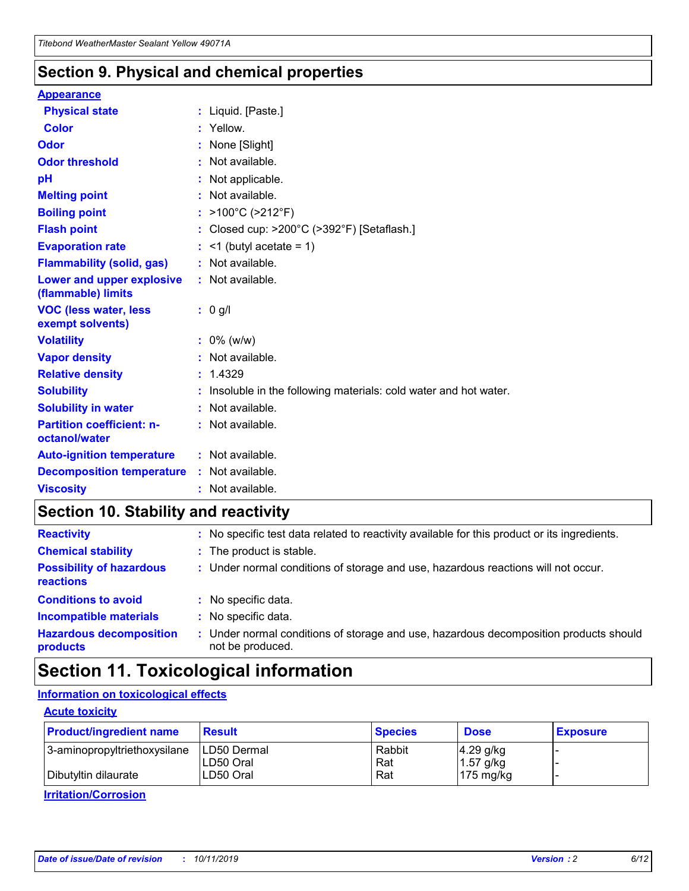## Section 9. Physical and chemical properties

### Appearance

| | |
|---|---|
| **Physical state** | : Liquid. [Paste.] |
| **Color** | : Yellow. |
| **Odor** | : None [Slight] |
| **Odor threshold** | : Not available. |
| **pH** | : Not applicable. |
| **Melting point** | : Not available. |
| **Boiling point** | : >100°C (>212°F) |
| **Flash point** | : Closed cup: >200°C (>392°F) [Setaflash.] |
| **Evaporation rate** | : <1 (butyl acetate = 1) |
| **Flammability (solid, gas)** | : Not available. |
| **Lower and upper explosive (flammable) limits** | : Not available. |
| **VOC (less water, less exempt solvents)** | : 0 g/l |
| **Volatility** | : 0% (w/w) |
| **Vapor density** | : Not available. |
| **Relative density** | : 1.4329 |
| **Solubility** | : Insoluble in the following materials: cold water and hot water. |
| **Solubility in water** | : Not available. |
| **Partition coefficient: n-octanol/water** | : Not available. |
| **Auto-ignition temperature** | : Not available. |
| **Decomposition temperature** | : Not available. |
| **Viscosity** | : Not available. |

## Section 10. Stability and reactivity

| | |
|---|---|
| **Reactivity** | : No specific test data related to reactivity available for this product or its ingredients. |
| **Chemical stability** | : The product is stable. |
| **Possibility of hazardous reactions** | : Under normal conditions of storage and use, hazardous reactions will not occur. |
| **Conditions to avoid** | : No specific data. |
| **Incompatible materials** | : No specific data. |
| **Hazardous decomposition products** | : Under normal conditions of storage and use, hazardous decomposition products should not be produced. |

## Section 11. Toxicological information

### Information on toxicological effects

#### Acute toxicity

| Product/ingredient name | Result | Species | Dose | Exposure |
|---|---|---|---|---|
| 3-aminopropyltriethoxysilane | LD50 Dermal | Rabbit | 4.29 g/kg | - |
| | LD50 Oral | Rat | 1.57 g/kg | - |
| Dibutyltin dilaurate | LD50 Oral | Rat | 175 mg/kg | - |

#### Irritation/Corrosion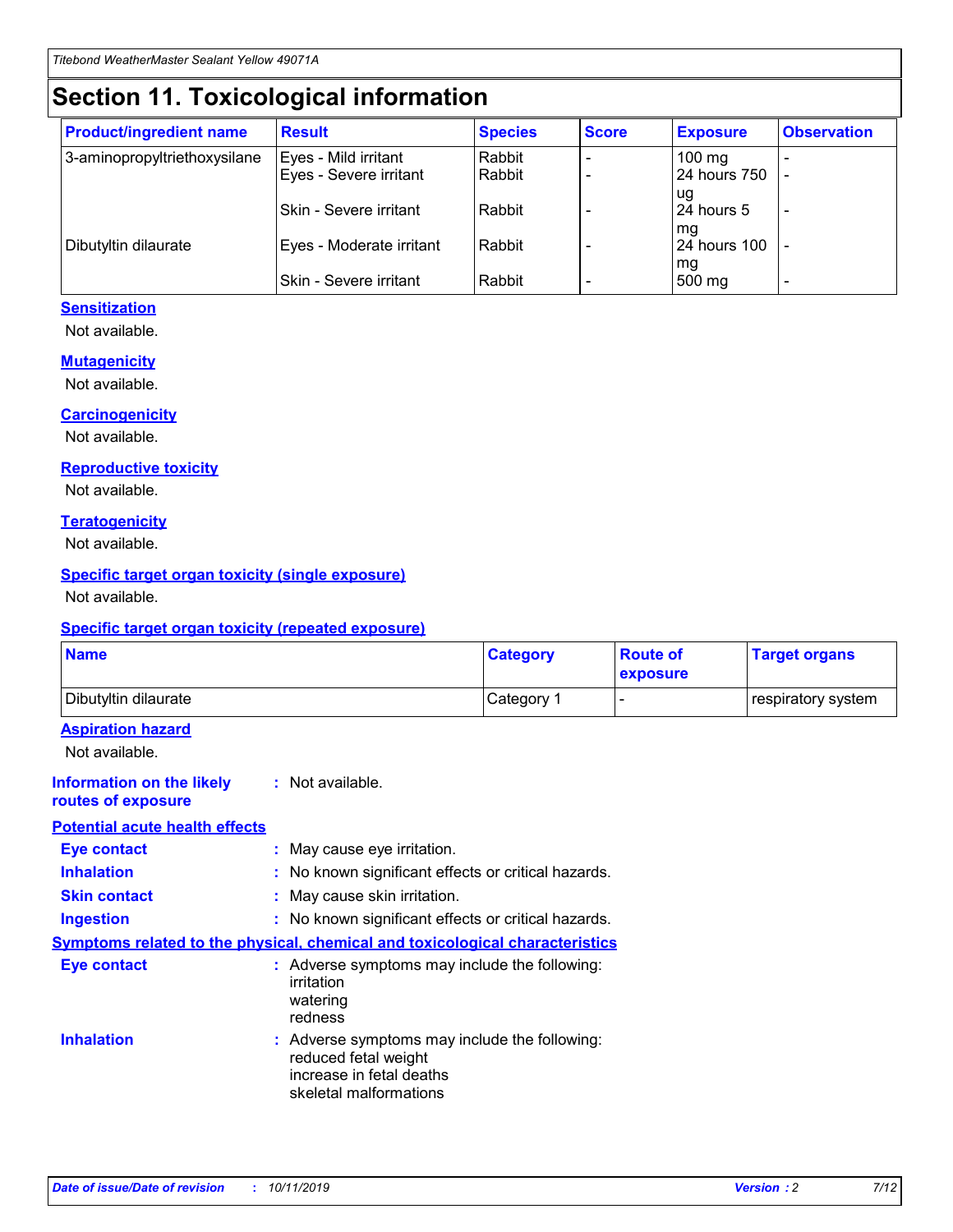# Section 11. Toxicological information

| Product/ingredient name | Result | Species | Score | Exposure | Observation |
|---|---|---|---|---|---|
| 3-aminopropyltriethoxysilane | Eyes - Mild irritant | Rabbit | - | 100 mg | - |
| | Eyes - Severe irritant | Rabbit | - | 24 hours 750 ug | - |
| | Skin - Severe irritant | Rabbit | - | 24 hours 5 mg | - |
| Dibutyltin dilaurate | Eyes - Moderate irritant | Rabbit | - | 24 hours 100 mg | - |
| | Skin - Severe irritant | Rabbit | - | 500 mg | - |

### Sensitization

Not available.

### Mutagenicity

Not available.

### Carcinogenicity

Not available.

### Reproductive toxicity

Not available.

### Teratogenicity

Not available.

### Specific target organ toxicity (single exposure)

Not available.

### Specific target organ toxicity (repeated exposure)

| Name | Category | Route of exposure | Target organs |
|---|---|---|---|
| Dibutyltin dilaurate | Category 1 | - | respiratory system |

### Aspiration hazard

Not available.

**Information on the likely routes of exposure** : Not available.

### Potential acute health effects

**Eye contact** : May cause eye irritation.

**Inhalation** : No known significant effects or critical hazards.

**Skin contact** : May cause skin irritation.

**Ingestion** : No known significant effects or critical hazards.

### Symptoms related to the physical, chemical and toxicological characteristics

**Eye contact** : Adverse symptoms may include the following:
irritation
watering
redness

**Inhalation** : Adverse symptoms may include the following:
reduced fetal weight
increase in fetal deaths
skeletal malformations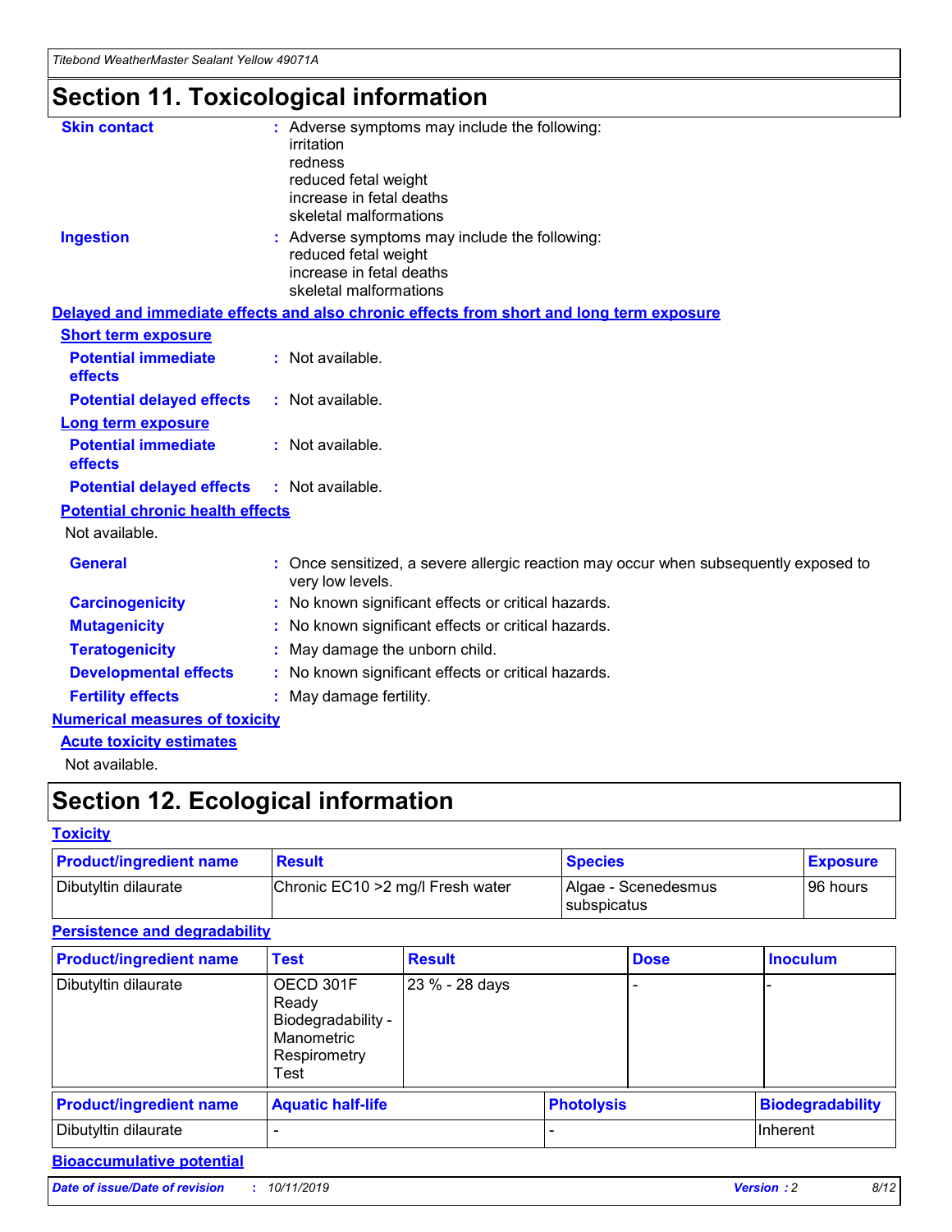# Section 11. Toxicological information

**Skin contact** : Adverse symptoms may include the following:
irritation
redness
reduced fetal weight
increase in fetal deaths
skeletal malformations

**Ingestion** : Adverse symptoms may include the following:
reduced fetal weight
increase in fetal deaths
skeletal malformations

**Delayed and immediate effects and also chronic effects from short and long term exposure**

**Short term exposure**

**Potential immediate effects** : Not available.

**Potential delayed effects** : Not available.

**Long term exposure**

**Potential immediate effects** : Not available.

**Potential delayed effects** : Not available.

**Potential chronic health effects**

Not available.

**General** : Once sensitized, a severe allergic reaction may occur when subsequently exposed to very low levels.

**Carcinogenicity** : No known significant effects or critical hazards.

**Mutagenicity** : No known significant effects or critical hazards.

**Teratogenicity** : May damage the unborn child.

**Developmental effects** : No known significant effects or critical hazards.

**Fertility effects** : May damage fertility.

**Numerical measures of toxicity**

**Acute toxicity estimates**

Not available.

# Section 12. Ecological information

**Toxicity**

| Product/ingredient name | Result | Species | Exposure |
|---|---|---|---|
| Dibutyltin dilaurate | Chronic EC10 >2 mg/l Fresh water | Algae - Scenedesmus subspicatus | 96 hours |

**Persistence and degradability**

| Product/ingredient name | Test | Result | Dose | Inoculum |
|---|---|---|---|---|
| Dibutyltin dilaurate | OECD 301F Ready Biodegradability - Manometric Respirometry Test | 23 % - 28 days | - | - |

| Product/ingredient name | Aquatic half-life | Photolysis | Biodegradability |
|---|---|---|---|
| Dibutyltin dilaurate | - | - | Inherent |

**Bioaccumulative potential**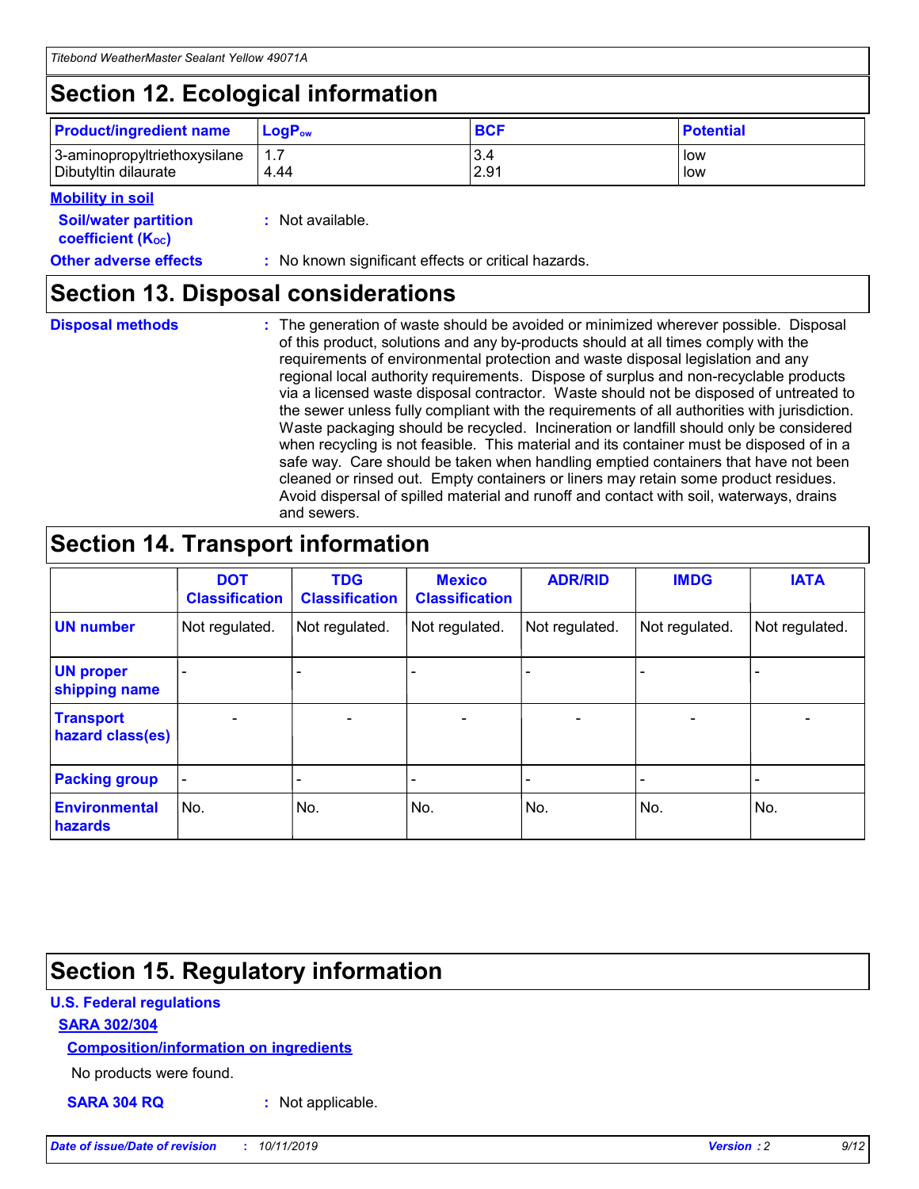## Section 12. Ecological information

| Product/ingredient name | $LogP_{ow}$ | BCF | Potential |
|---|---|---|---|
| 3-aminopropyltriethoxysilane | 1.7 | 3.4 | low |
| Dibutyltin dilaurate | 4.44 | 2.91 | low |

**Mobility in soil**

**Soil/water partition coefficient ($K_{OC}$)** : Not available.

**Other adverse effects** : No known significant effects or critical hazards.

## Section 13. Disposal considerations

**Disposal methods** : The generation of waste should be avoided or minimized wherever possible. Disposal of this product, solutions and any by-products should at all times comply with the requirements of environmental protection and waste disposal legislation and any regional local authority requirements. Dispose of surplus and non-recyclable products via a licensed waste disposal contractor. Waste should not be disposed of untreated to the sewer unless fully compliant with the requirements of all authorities with jurisdiction. Waste packaging should be recycled. Incineration or landfill should only be considered when recycling is not feasible. This material and its container must be disposed of in a safe way. Care should be taken when handling emptied containers that have not been cleaned or rinsed out. Empty containers or liners may retain some product residues. Avoid dispersal of spilled material and runoff and contact with soil, waterways, drains and sewers.

## Section 14. Transport information

| | DOT Classification | TDG Classification | Mexico Classification | ADR/RID | IMDG | IATA |
|---|---|---|---|---|---|---|
| UN number | Not regulated. | Not regulated. | Not regulated. | Not regulated. | Not regulated. | Not regulated. |
| UN proper shipping name | - | - | - | - | - | - |
| Transport hazard class(es) | - | - | - | - | - | - |
| Packing group | - | - | - | - | - | - |
| Environmental hazards | No. | No. | No. | No. | No. | No. |

## Section 15. Regulatory information

**U.S. Federal regulations**

**SARA 302/304**

**Composition/information on ingredients**

No products were found.

**SARA 304 RQ** : Not applicable.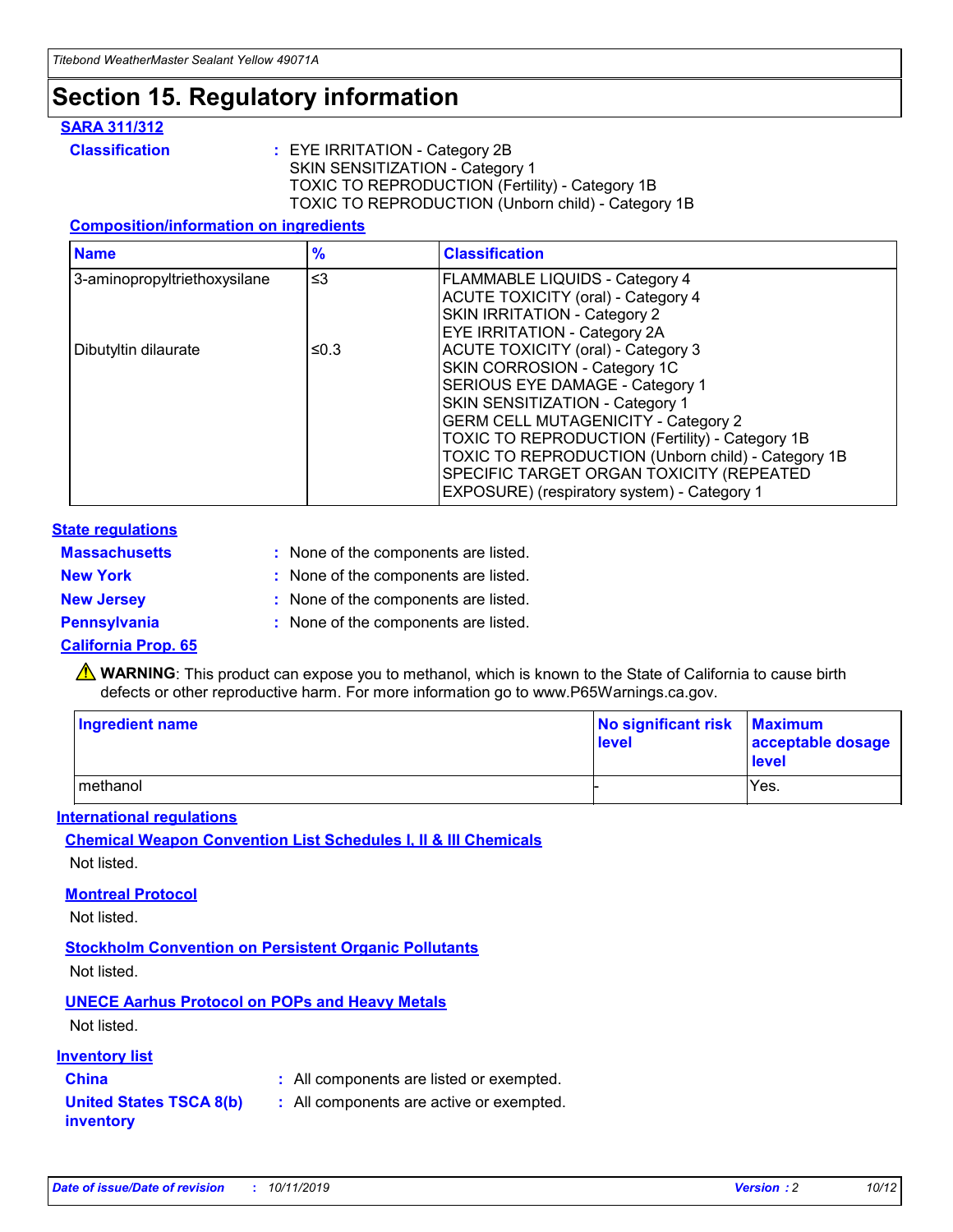# Section 15. Regulatory information

## SARA 311/312

**Classification** : EYE IRRITATION - Category 2B
SKIN SENSITIZATION - Category 1
TOXIC TO REPRODUCTION (Fertility) - Category 1B
TOXIC TO REPRODUCTION (Unborn child) - Category 1B

### Composition/information on ingredients

| Name | % | Classification |
| --- | --- | --- |
| 3-aminopropyltriethoxysilane | ≤3 | FLAMMABLE LIQUIDS - Category 4<br>ACUTE TOXICITY (oral) - Category 4<br>SKIN IRRITATION - Category 2<br>EYE IRRITATION - Category 2A |
| Dibutyltin dilaurate | ≤0.3 | ACUTE TOXICITY (oral) - Category 3<br>SKIN CORROSION - Category 1C<br>SERIOUS EYE DAMAGE - Category 1<br>SKIN SENSITIZATION - Category 1<br>GERM CELL MUTAGENICITY - Category 2<br>TOXIC TO REPRODUCTION (Fertility) - Category 1B<br>TOXIC TO REPRODUCTION (Unborn child) - Category 1B<br>SPECIFIC TARGET ORGAN TOXICITY (REPEATED EXPOSURE) (respiratory system) - Category 1 |

## State regulations

**Massachusetts** : None of the components are listed.

**New York** : None of the components are listed.

**New Jersey** : None of the components are listed.

**Pennsylvania** : None of the components are listed.

## California Prop. 65

⚠ **WARNING**: This product can expose you to methanol, which is known to the State of California to cause birth defects or other reproductive harm. For more information go to www.P65Warnings.ca.gov.

| Ingredient name | No significant risk level | Maximum acceptable dosage level |
| --- | --- | --- |
| methanol | - | Yes. |

## International regulations

### Chemical Weapon Convention List Schedules I, II & III Chemicals

Not listed.

### Montreal Protocol

Not listed.

### Stockholm Convention on Persistent Organic Pollutants

Not listed.

### UNECE Aarhus Protocol on POPs and Heavy Metals

Not listed.

## Inventory list

**China** : All components are listed or exempted.

**United States TSCA 8(b) inventory** : All components are active or exempted.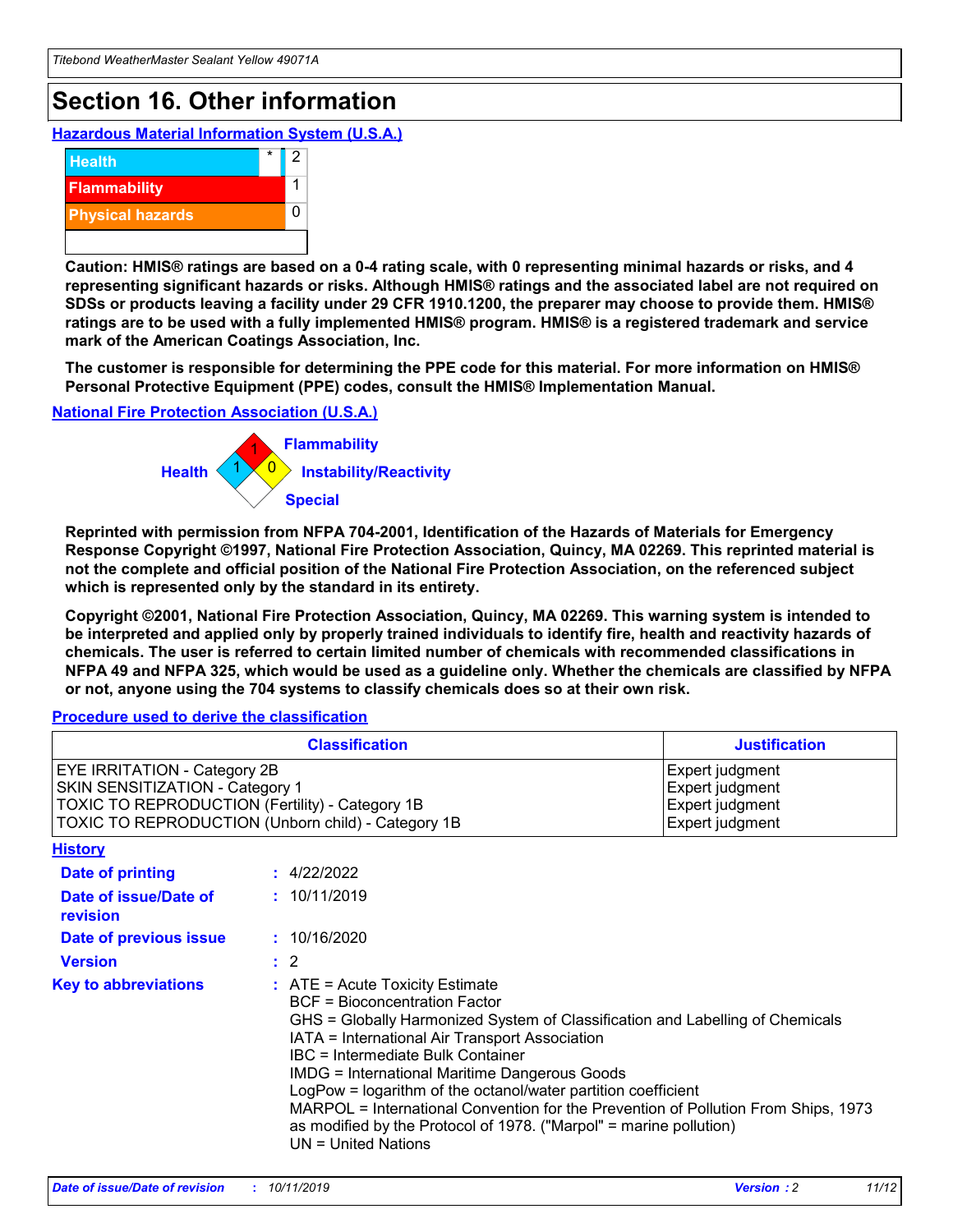# Section 16. Other information

**Hazardous Material Information System (U.S.A.)**

| | | |
|---|---|---|
| Health | * | 2 |
| Flammability | | 1 |
| Physical hazards | | 0 |

**Caution: HMIS® ratings are based on a 0-4 rating scale, with 0 representing minimal hazards or risks, and 4 representing significant hazards or risks. Although HMIS® ratings and the associated label are not required on SDSs or products leaving a facility under 29 CFR 1910.1200, the preparer may choose to provide them. HMIS® ratings are to be used with a fully implemented HMIS® program. HMIS® is a registered trademark and service mark of the American Coatings Association, Inc.**

**The customer is responsible for determining the PPE code for this material. For more information on HMIS® Personal Protective Equipment (PPE) codes, consult the HMIS® Implementation Manual.**

**National Fire Protection Association (U.S.A.)**

Health: 1
Flammability: 1
Instability/Reactivity: 0
Special:

**Reprinted with permission from NFPA 704-2001, Identification of the Hazards of Materials for Emergency Response Copyright ©1997, National Fire Protection Association, Quincy, MA 02269. This reprinted material is not the complete and official position of the National Fire Protection Association, on the referenced subject which is represented only by the standard in its entirety.**

**Copyright ©2001, National Fire Protection Association, Quincy, MA 02269. This warning system is intended to be interpreted and applied only by properly trained individuals to identify fire, health and reactivity hazards of chemicals. The user is referred to certain limited number of chemicals with recommended classifications in NFPA 49 and NFPA 325, which would be used as a guideline only. Whether the chemicals are classified by NFPA or not, anyone using the 704 systems to classify chemicals does so at their own risk.**

**Procedure used to derive the classification**

| Classification | Justification |
|---|---|
| EYE IRRITATION - Category 2B | Expert judgment |
| SKIN SENSITIZATION - Category 1 | Expert judgment |
| TOXIC TO REPRODUCTION (Fertility) - Category 1B | Expert judgment |
| TOXIC TO REPRODUCTION (Unborn child) - Category 1B | Expert judgment |

**History**

**Date of printing** : 4/22/2022

**Date of issue/Date of revision** : 10/11/2019

**Date of previous issue** : 10/16/2020

**Version** : 2

**Key to abbreviations** : ATE = Acute Toxicity Estimate
BCF = Bioconcentration Factor
GHS = Globally Harmonized System of Classification and Labelling of Chemicals
IATA = International Air Transport Association
IBC = Intermediate Bulk Container
IMDG = International Maritime Dangerous Goods
LogPow = logarithm of the octanol/water partition coefficient
MARPOL = International Convention for the Prevention of Pollution From Ships, 1973 as modified by the Protocol of 1978. ("Marpol" = marine pollution)
UN = United Nations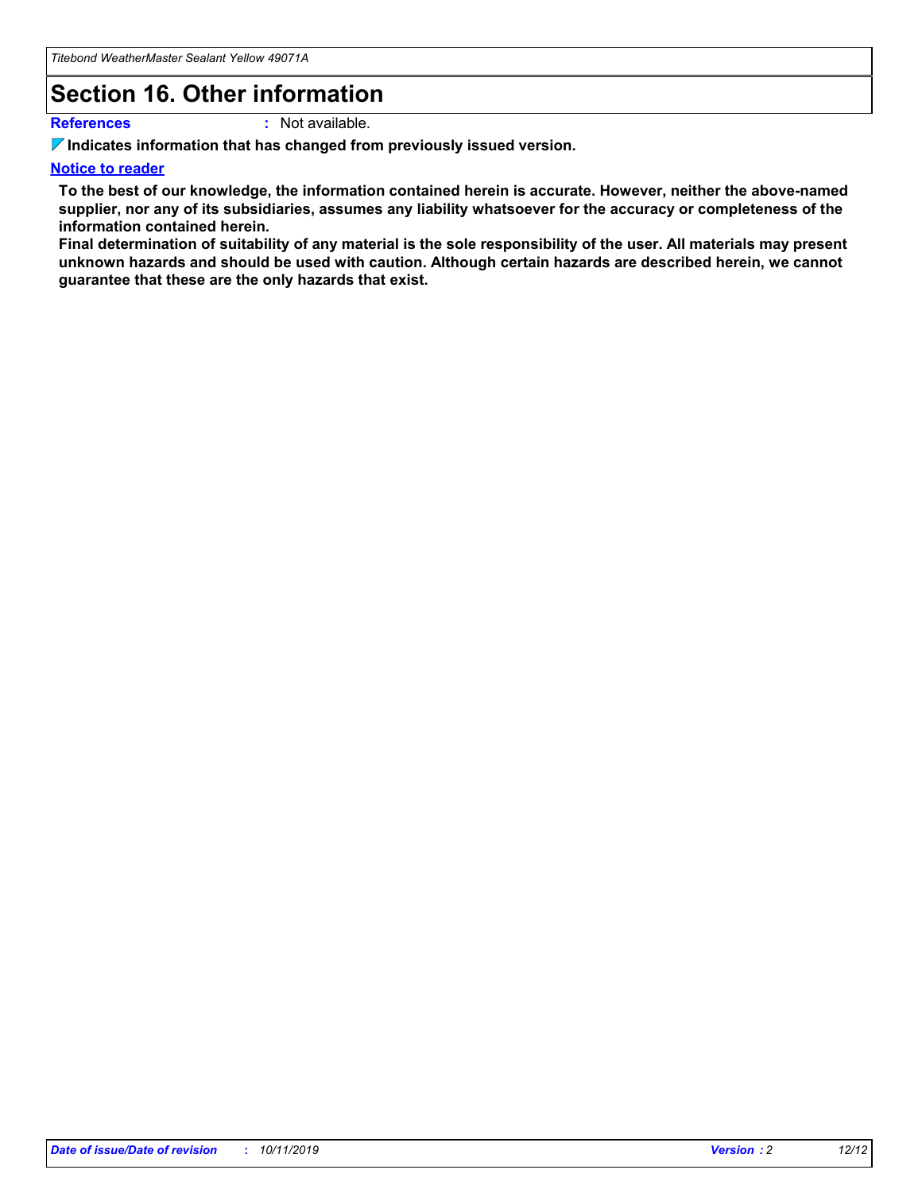## Section 16. Other information

**References** : Not available.

**Indicates information that has changed from previously issued version.**

**Notice to reader**

**To the best of our knowledge, the information contained herein is accurate. However, neither the above-named supplier, nor any of its subsidiaries, assumes any liability whatsoever for the accuracy or completeness of the information contained herein.**

**Final determination of suitability of any material is the sole responsibility of the user. All materials may present unknown hazards and should be used with caution. Although certain hazards are described herein, we cannot guarantee that these are the only hazards that exist.**